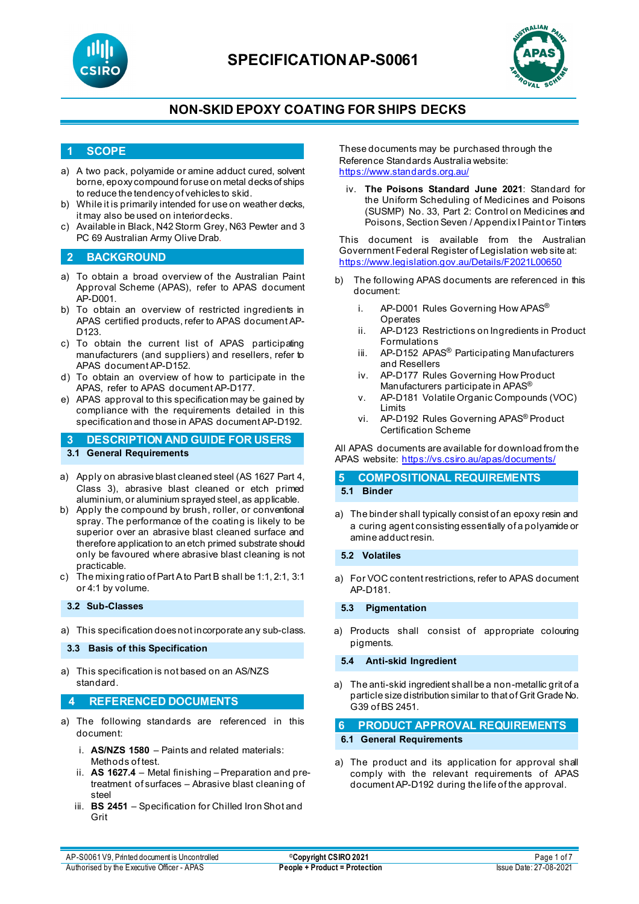# SPECIFICATION AP-S0061

## NON-SKID EPOXY COATING FOR SHIPS DECKS

## 1 SCOPE

a) A two pack, polyamide or amine adduct cured, solvent borne, epoxy compound for use on metal decks of ships to reduce the tendency of vehicles to skid.

b) While it is primarily intended for use on weather decks, it may also be used on interior decks.

c) Available in Black, N42 Storm Grey, N63 Pewter and 3 PC 69 Australian Army Olive Drab.

## 2 BACKGROUND

a) To obtain a broad overview of the Australian Paint Approval Scheme (APAS), refer to APAS document AP-D001.

b) To obtain an overview of restricted ingredients in APAS certified products, refer to APAS document AP-D123.

c) To obtain the current list of APAS participating manufacturers (and suppliers) and resellers, refer to APAS document AP-D152.

d) To obtain an overview of how to participate in the APAS, refer to APAS document AP-D177.

e) APAS approval to this specification may be gained by compliance with the requirements detailed in this specification and those in APAS document AP-D192.

## 3 DESCRIPTION AND GUIDE FOR USERS

### 3.1 General Requirements

a) Apply on abrasive blast cleaned steel (AS 1627 Part 4, Class 3), abrasive blast cleaned or etch primed aluminium, or aluminium sprayed steel, as applicable.

b) Apply the compound by brush, roller, or conventional spray. The performance of the coating is likely to be superior over an abrasive blast cleaned surface and therefore application to an etch primed substrate should only be favoured where abrasive blast cleaning is not practicable.

c) The mixing ratio of Part A to Part B shall be 1:1, 2:1, 3:1 or 4:1 by volume.

### 3.2 Sub-Classes

a) This specification does not incorporate any sub-class.

### 3.3 Basis of this Specification

a) This specification is not based on an AS/NZS standard.

## 4 REFERENCED DOCUMENTS

a) The following standards are referenced in this document:

   i. **AS/NZS 1580** – Paints and related materials: Methods of test.
   ii. **AS 1627.4** – Metal finishing – Preparation and pre-treatment of surfaces – Abrasive blast cleaning of steel
   iii. **BS 2451** – Specification for Chilled Iron Shot and Grit

These documents may be purchased through the Reference Standards Australia website: https://www.standards.org.au/

   iv. **The Poisons Standard June 2021**: Standard for the Uniform Scheduling of Medicines and Poisons (SUSMP) No. 33, Part 2: Control on Medicines and Poisons, Section Seven / Appendix I Paint or Tinters

This document is available from the Australian Government Federal Register of Legislation web site at: https://www.legislation.gov.au/Details/F2021L00650

b) The following APAS documents are referenced in this document:

   i. AP-D001 Rules Governing How APAS® Operates
   ii. AP-D123 Restrictions on Ingredients in Product Formulations
   iii. AP-D152 APAS® Participating Manufacturers and Resellers
   iv. AP-D177 Rules Governing How Product Manufacturers participate in APAS®
   v. AP-D181 Volatile Organic Compounds (VOC) Limits
   vi. AP-D192 Rules Governing APAS® Product Certification Scheme

All APAS documents are available for download from the APAS website: https://vs.csiro.au/apas/documents/

## 5 COMPOSITIONAL REQUIREMENTS

### 5.1 Binder

a) The binder shall typically consist of an epoxy resin and a curing agent consisting essentially of a polyamide or amine adduct resin.

### 5.2 Volatiles

a) For VOC content restrictions, refer to APAS document AP-D181.

### 5.3 Pigmentation

a) Products shall consist of appropriate colouring pigments.

### 5.4 Anti-skid Ingredient

a) The anti-skid ingredient shall be a non-metallic grit of a particle size distribution similar to that of Grit Grade No. G39 of BS 2451.

## 6 PRODUCT APPROVAL REQUIREMENTS

### 6.1 General Requirements

a) The product and its application for approval shall comply with the relevant requirements of APAS document AP-D192 during the life of the approval.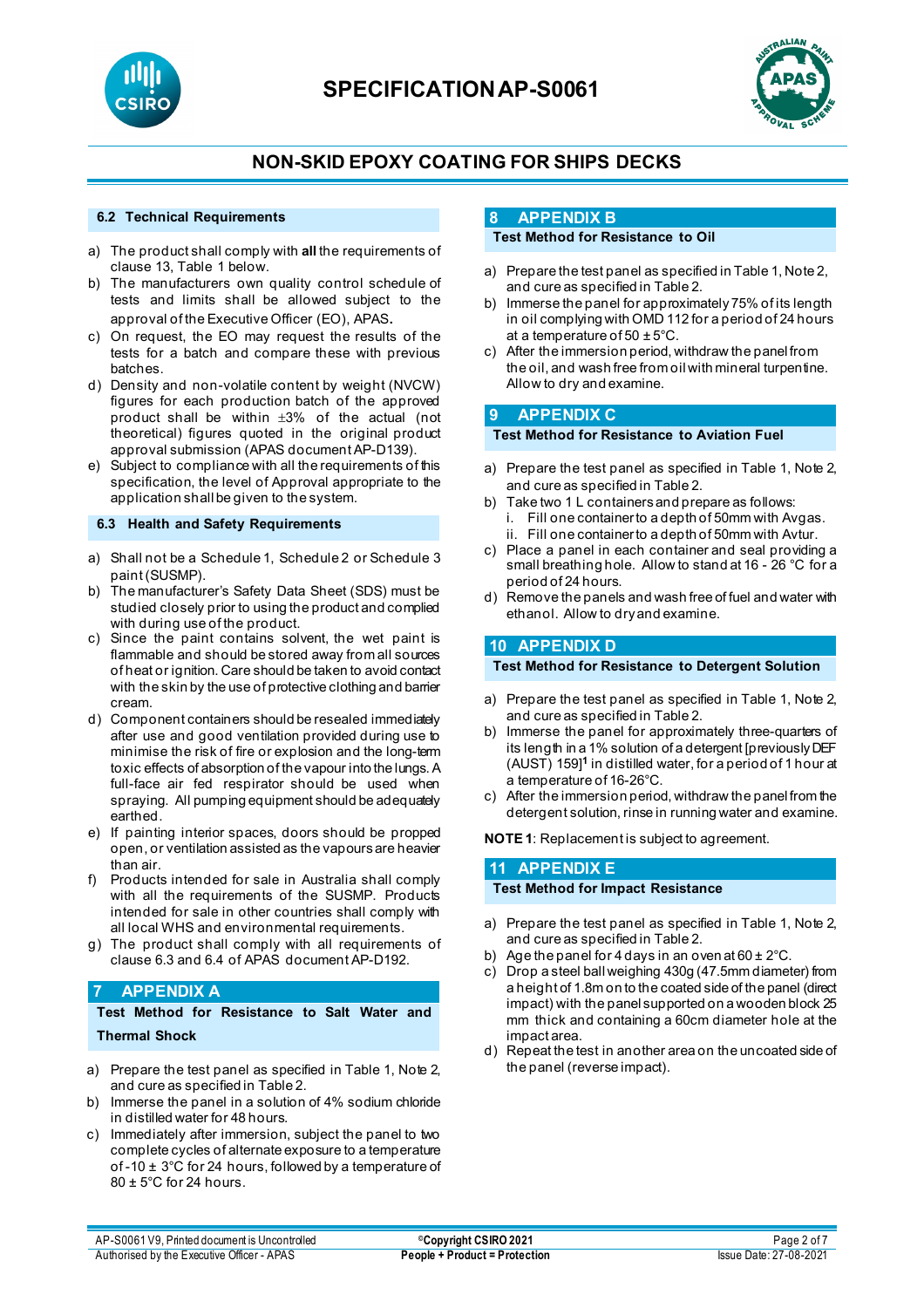### 6.2 Technical Requirements

a) The product shall comply with **all** the requirements of clause 13, Table 1 below.
b) The manufacturers own quality control schedule of tests and limits shall be allowed subject to the approval of the Executive Officer (EO), APAS.
c) On request, the EO may request the results of the tests for a batch and compare these with previous batches.
d) Density and non-volatile content by weight (NVCW) figures for each production batch of the approved product shall be within ±3% of the actual (not theoretical) figures quoted in the original product approval submission (APAS document AP-D139).
e) Subject to compliance with all the requirements of this specification, the level of Approval appropriate to the application shall be given to the system.

### 6.3 Health and Safety Requirements

a) Shall not be a Schedule 1, Schedule 2 or Schedule 3 paint (SUSMP).
b) The manufacturer's Safety Data Sheet (SDS) must be studied closely prior to using the product and complied with during use of the product.
c) Since the paint contains solvent, the wet paint is flammable and should be stored away from all sources of heat or ignition. Care should be taken to avoid contact with the skin by the use of protective clothing and barrier cream.
d) Component containers should be resealed immediately after use and good ventilation provided during use to minimise the risk of fire or explosion and the long-term toxic effects of absorption of the vapour into the lungs. A full-face air fed respirator should be used when spraying. All pumping equipment should be adequately earthed.
e) If painting interior spaces, doors should be propped open, or ventilation assisted as the vapours are heavier than air.
f) Products intended for sale in Australia shall comply with all the requirements of the SUSMP. Products intended for sale in other countries shall comply with all local WHS and environmental requirements.
g) The product shall comply with all requirements of clause 6.3 and 6.4 of APAS document AP-D192.

## 7 APPENDIX A

**Test Method for Resistance to Salt Water and Thermal Shock**

a) Prepare the test panel as specified in Table 1, Note 2, and cure as specified in Table 2.
b) Immerse the panel in a solution of 4% sodium chloride in distilled water for 48 hours.
c) Immediately after immersion, subject the panel to two complete cycles of alternate exposure to a temperature of -10 ± 3°C for 24 hours, followed by a temperature of 80 ± 5°C for 24 hours.

## 8 APPENDIX B

**Test Method for Resistance to Oil**

a) Prepare the test panel as specified in Table 1, Note 2, and cure as specified in Table 2.
b) Immerse the panel for approximately 75% of its length in oil complying with OMD 112 for a period of 24 hours at a temperature of 50 ± 5°C.
c) After the immersion period, withdraw the panel from the oil, and wash free from oil with mineral turpentine. Allow to dry and examine.

## 9 APPENDIX C

**Test Method for Resistance to Aviation Fuel**

a) Prepare the test panel as specified in Table 1, Note 2, and cure as specified in Table 2.
b) Take two 1 L containers and prepare as follows:
   i. Fill one container to a depth of 50mm with Avgas.
   ii. Fill one container to a depth of 50mm with Avtur.
c) Place a panel in each container and seal providing a small breathing hole. Allow to stand at 16 - 26 °C for a period of 24 hours.
d) Remove the panels and wash free of fuel and water with ethanol. Allow to dry and examine.

## 10 APPENDIX D

**Test Method for Resistance to Detergent Solution**

a) Prepare the test panel as specified in Table 1, Note 2, and cure as specified in Table 2.
b) Immerse the panel for approximately three-quarters of its length in a 1% solution of a detergent [previously DEF (AUST) 159][1] in distilled water, for a period of 1 hour at a temperature of 16-26°C.
c) After the immersion period, withdraw the panel from the detergent solution, rinse in running water and examine.

**NOTE 1**: Replacement is subject to agreement.

## 11 APPENDIX E

**Test Method for Impact Resistance**

a) Prepare the test panel as specified in Table 1, Note 2, and cure as specified in Table 2.
b) Age the panel for 4 days in an oven at 60 ± 2°C.
c) Drop a steel ball weighing 430g (47.5mm diameter) from a height of 1.8m on to the coated side of the panel (direct impact) with the panel supported on a wooden block 25 mm thick and containing a 60cm diameter hole at the impact area.
d) Repeat the test in another area on the uncoated side of the panel (reverse impact).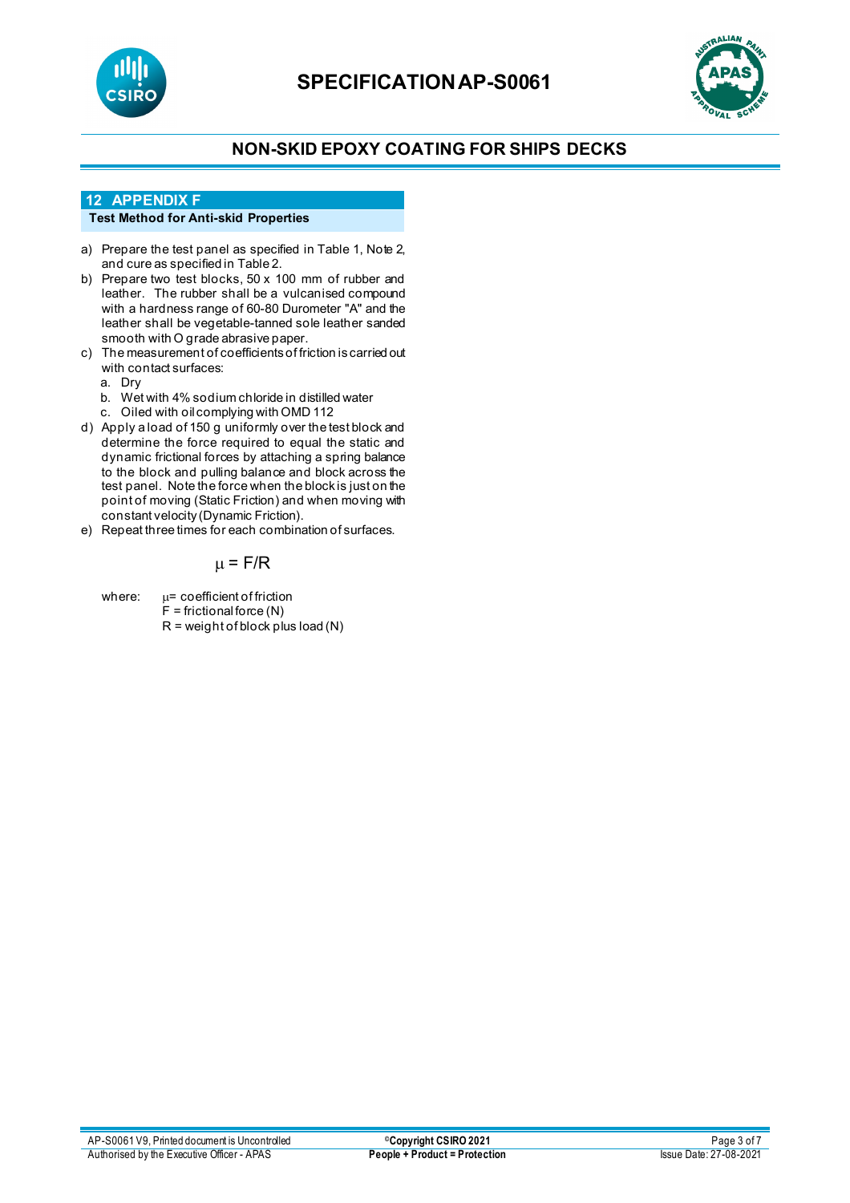## 12 APPENDIX F

**Test Method for Anti-skid Properties**

a) Prepare the test panel as specified in Table 1, Note 2, and cure as specified in Table 2.
b) Prepare two test blocks, 50 x 100 mm of rubber and leather. The rubber shall be a vulcanised compound with a hardness range of 60-80 Durometer "A" and the leather shall be vegetable-tanned sole leather sanded smooth with O grade abrasive paper.
c) The measurement of coefficients of friction is carried out with contact surfaces:
   a. Dry
   b. Wet with 4% sodium chloride in distilled water
   c. Oiled with oil complying with OMD 112
d) Apply a load of 150 g uniformly over the test block and determine the force required to equal the static and dynamic frictional forces by attaching a spring balance to the block and pulling balance and block across the test panel. Note the force when the block is just on the point of moving (Static Friction) and when moving with constant velocity (Dynamic Friction).
e) Repeat three times for each combination of surfaces.

$$\mu = F/R$$

where: $\mu$ = coefficient of friction
$F$ = frictional force (N)
$R$ = weight of block plus load (N)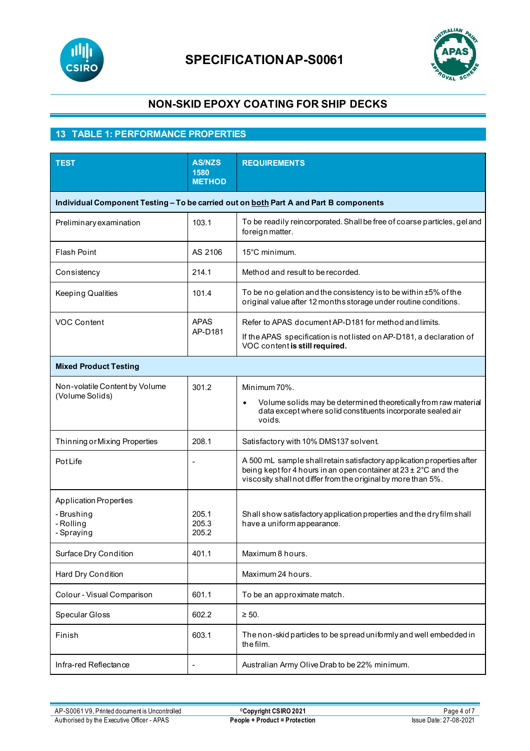# SPECIFICATION AP-S0061

## NON-SKID EPOXY COATING FOR SHIP DECKS

## 13 TABLE 1: PERFORMANCE PROPERTIES

| TEST | AS/NZS 1580 METHOD | REQUIREMENTS |
|---|---|---|
| **Individual Component Testing – To be carried out on both Part A and Part B components** | | |
| Preliminary examination | 103.1 | To be readily reincorporated. Shall be free of coarse particles, gel and foreign matter. |
| Flash Point | AS 2106 | 15°C minimum. |
| Consistency | 214.1 | Method and result to be recorded. |
| Keeping Qualities | 101.4 | To be no gelation and the consistency is to be within ±5% of the original value after 12 months storage under routine conditions. |
| VOC Content | APAS AP-D181 | Refer to APAS document AP-D181 for method and limits.<br>If the APAS specification is not listed on AP-D181, a declaration of VOC content **is still required.** |
| **Mixed Product Testing** | | |
| Non-volatile Content by Volume (Volume Solids) | 301.2 | Minimum 70%.<br>• Volume solids may be determined theoretically from raw material data except where solid constituents incorporate sealed air voids. |
| Thinning or Mixing Properties | 208.1 | Satisfactory with 10% DMS137 solvent. |
| Pot Life | - | A 500 mL sample shall retain satisfactory application properties after being kept for 4 hours in an open container at 23 ± 2°C and the viscosity shall not differ from the original by more than 5%. |
| Application Properties<br>- Brushing<br>- Rolling<br>- Spraying | <br>205.1<br>205.3<br>205.2 | Shall show satisfactory application properties and the dry film shall have a uniform appearance. |
| Surface Dry Condition | 401.1 | Maximum 8 hours. |
| Hard Dry Condition | | Maximum 24 hours. |
| Colour - Visual Comparison | 601.1 | To be an approximate match. |
| Specular Gloss | 602.2 | ≥ 50. |
| Finish | 603.1 | The non-skid particles to be spread uniformly and well embedded in the film. |
| Infra-red Reflectance | - | Australian Army Olive Drab to be 22% minimum. |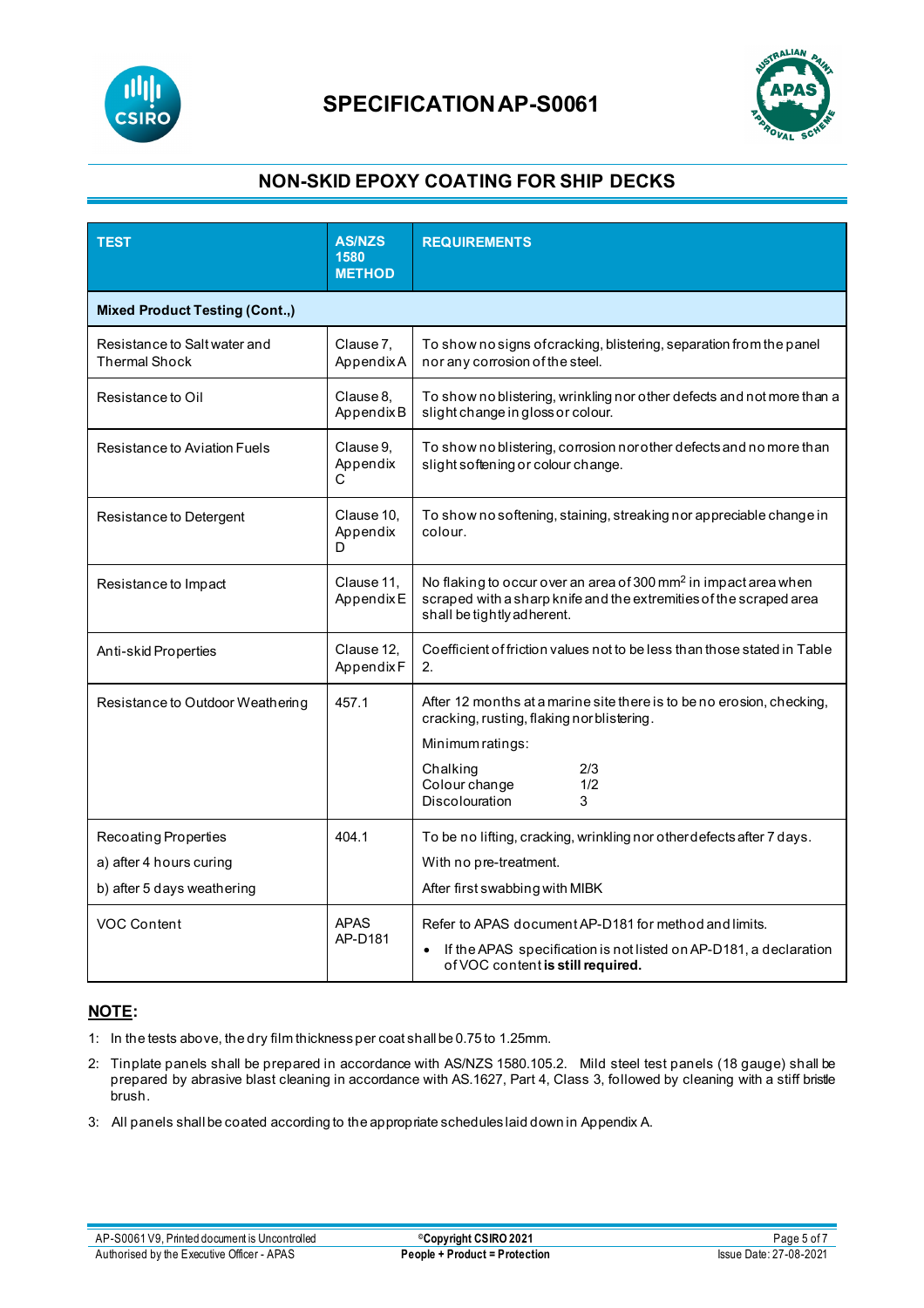# SPECIFICATION AP-S0061

## NON-SKID EPOXY COATING FOR SHIP DECKS

| TEST | AS/NZS 1580 METHOD | REQUIREMENTS |
|---|---|---|
| **Mixed Product Testing (Cont.,)** | | |
| Resistance to Salt water and Thermal Shock | Clause 7, Appendix A | To show no signs of cracking, blistering, separation from the panel nor any corrosion of the steel. |
| Resistance to Oil | Clause 8, Appendix B | To show no blistering, wrinkling nor other defects and not more than a slight change in gloss or colour. |
| Resistance to Aviation Fuels | Clause 9, Appendix C | To show no blistering, corrosion nor other defects and no more than slight softening or colour change. |
| Resistance to Detergent | Clause 10, Appendix D | To show no softening, staining, streaking nor appreciable change in colour. |
| Resistance to Impact | Clause 11, Appendix E | No flaking to occur over an area of 300 mm$^2$ in impact area when scraped with a sharp knife and the extremities of the scraped area shall be tightly adherent. |
| Anti-skid Properties | Clause 12, Appendix F | Coefficient of friction values not to be less than those stated in Table 2. |
| Resistance to Outdoor Weathering | 457.1 | After 12 months at a marine site there is to be no erosion, checking, cracking, rusting, flaking nor blistering.<br>Minimum ratings:<br>Chalking 2/3<br>Colour change 1/2<br>Discolouration 3 |
| Recoating Properties<br>a) after 4 hours curing<br>b) after 5 days weathering | 404.1 | To be no lifting, cracking, wrinkling nor other defects after 7 days.<br>With no pre-treatment.<br>After first swabbing with MIBK |
| VOC Content | APAS AP-D181 | Refer to APAS document AP-D181 for method and limits.<br>• If the APAS specification is not listed on AP-D181, a declaration of VOC content **is still required.** |

**NOTE:**

1: In the tests above, the dry film thickness per coat shall be 0.75 to 1.25mm.

2: Tinplate panels shall be prepared in accordance with AS/NZS 1580.105.2. Mild steel test panels (18 gauge) shall be prepared by abrasive blast cleaning in accordance with AS.1627, Part 4, Class 3, followed by cleaning with a stiff bristle brush.

3: All panels shall be coated according to the appropriate schedules laid down in Appendix A.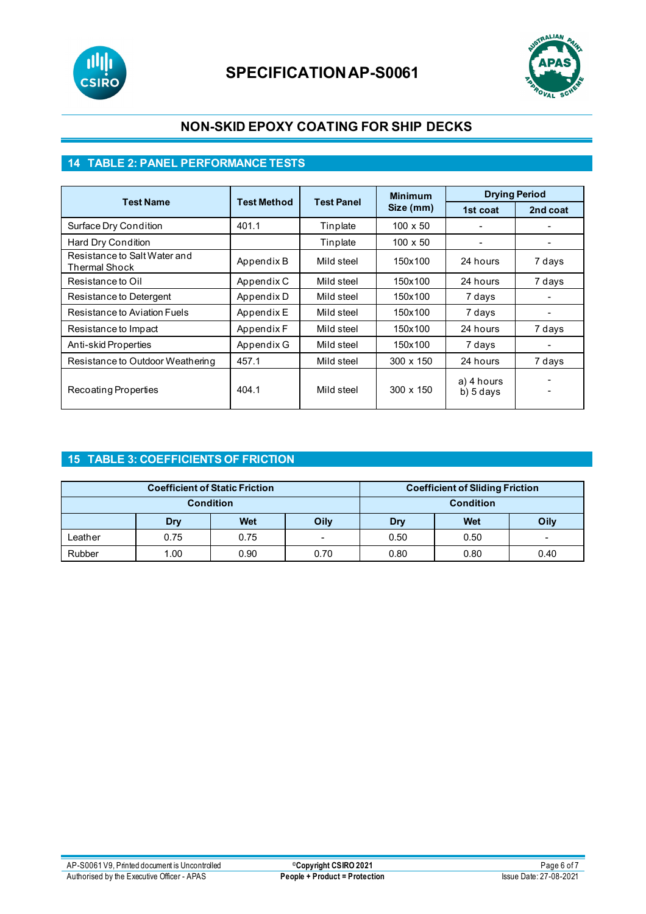## 14 TABLE 2: PANEL PERFORMANCE TESTS

| Test Name | Test Method | Test Panel | Minimum Size (mm) | Drying Period | |
|---|---|---|---|---|---|
| | | | | 1st coat | 2nd coat |
| Surface Dry Condition | 401.1 | Tinplate | 100 x 50 | - | - |
| Hard Dry Condition | | Tinplate | 100 x 50 | - | - |
| Resistance to Salt Water and Thermal Shock | Appendix B | Mild steel | 150x100 | 24 hours | 7 days |
| Resistance to Oil | Appendix C | Mild steel | 150x100 | 24 hours | 7 days |
| Resistance to Detergent | Appendix D | Mild steel | 150x100 | 7 days | - |
| Resistance to Aviation Fuels | Appendix E | Mild steel | 150x100 | 7 days | - |
| Resistance to Impact | Appendix F | Mild steel | 150x100 | 24 hours | 7 days |
| Anti-skid Properties | Appendix G | Mild steel | 150x100 | 7 days | - |
| Resistance to Outdoor Weathering | 457.1 | Mild steel | 300 x 150 | 24 hours | 7 days |
| Recoating Properties | 404.1 | Mild steel | 300 x 150 | a) 4 hours<br>b) 5 days | -<br>- |

## 15 TABLE 3: COEFFICIENTS OF FRICTION

| | Coefficient of Static Friction | | | Coefficient of Sliding Friction | | |
|---|---|---|---|---|---|---|
| | Condition | | | Condition | | |
| | Dry | Wet | Oily | Dry | Wet | Oily |
| Leather | 0.75 | 0.75 | - | 0.50 | 0.50 | - |
| Rubber | 1.00 | 0.90 | 0.70 | 0.80 | 0.80 | 0.40 |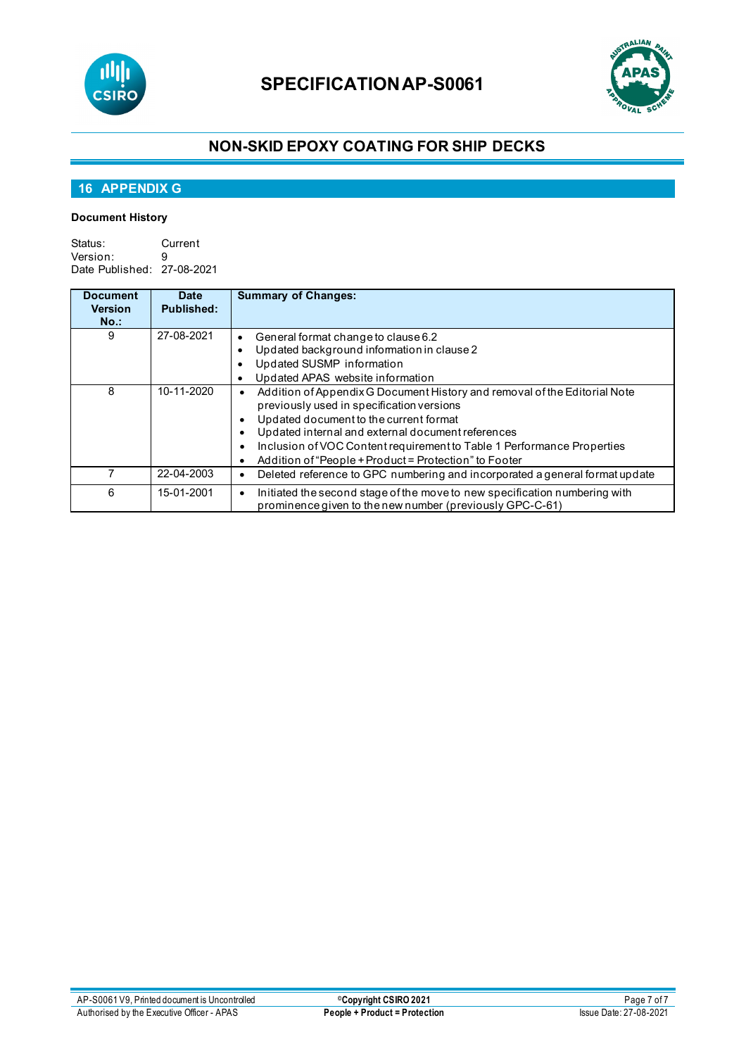## 16 APPENDIX G

**Document History**

Status: Current
Version: 9
Date Published: 27-08-2021

| Document Version No.: | Date Published: | Summary of Changes: |
|---|---|---|
| 9 | 27-08-2021 | • General format change to clause 6.2<br>• Updated background information in clause 2<br>• Updated SUSMP information<br>• Updated APAS website information |
| 8 | 10-11-2020 | • Addition of Appendix G Document History and removal of the Editorial Note previously used in specification versions<br>• Updated document to the current format<br>• Updated internal and external document references<br>• Inclusion of VOC Content requirement to Table 1 Performance Properties<br>• Addition of "People + Product = Protection" to Footer |
| 7 | 22-04-2003 | • Deleted reference to GPC numbering and incorporated a general format update |
| 6 | 15-01-2001 | • Initiated the second stage of the move to new specification numbering with prominence given to the new number (previously GPC-C-61) |